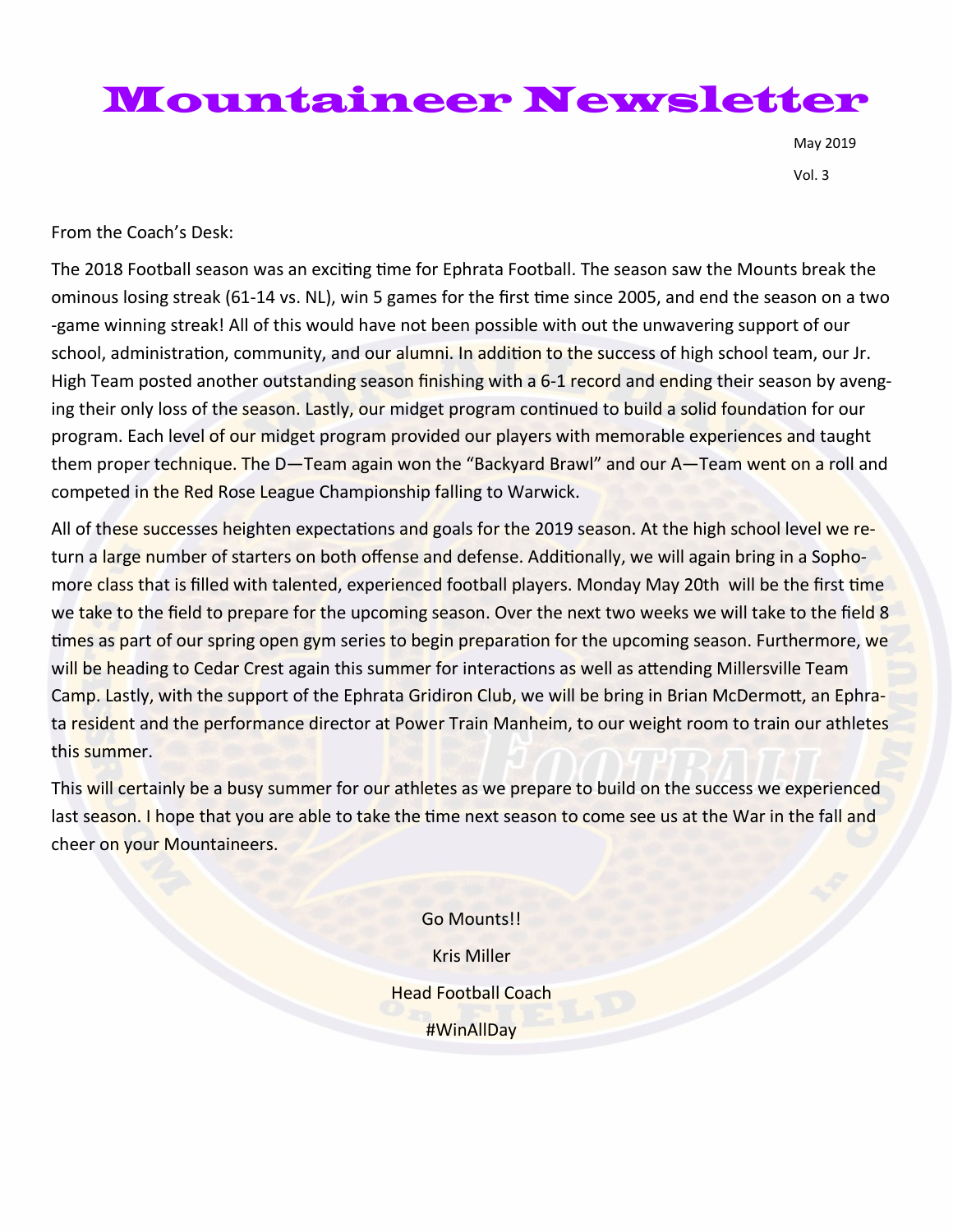# Mountaineer Newsletter

May 2019

Vol. 3

From the Coach's Desk:

The 2018 Football season was an exciting time for Ephrata Football. The season saw the Mounts break the ominous losing streak (61-14 vs. NL), win 5 games for the first time since 2005, and end the season on a two-game winning streak! All of this would have not been possible with out the unwavering support of our school, administration, community, and our alumni. In addition to the success of high school team, our Jr. High Team posted another outstanding season finishing with a 6-1 record and ending their season by avenging their only loss of the season. Lastly, our midget program continued to build a solid foundation for our program. Each level of our midget program provided our players with memorable experiences and taught them proper technique. The D—Team again won the "Backyard Brawl" and our A—Team went on a roll and competed in the Red Rose League Championship falling to Warwick.

All of these successes heighten expectations and goals for the 2019 season. At the high school level we return a large number of starters on both offense and defense. Additionally, we will again bring in a Sophomore class that is filled with talented, experienced football players. Monday May 20th will be the first time we take to the field to prepare for the upcoming season. Over the next two weeks we will take to the field 8 times as part of our spring open gym series to begin preparation for the upcoming season. Furthermore, we will be heading to Cedar Crest again this summer for interactions as well as attending Millersville Team Camp. Lastly, with the support of the Ephrata Gridiron Club, we will be bring in Brian McDermott, an Ephrata resident and the performance director at Power Train Manheim, to our weight room to train our athletes this summer.

This will certainly be a busy summer for our athletes as we prepare to build on the success we experienced last season. I hope that you are able to take the time next season to come see us at the War in the fall and cheer on your Mountaineers.

Go Mounts!!

Kris Miller

Head Football Coach

#WinAllDay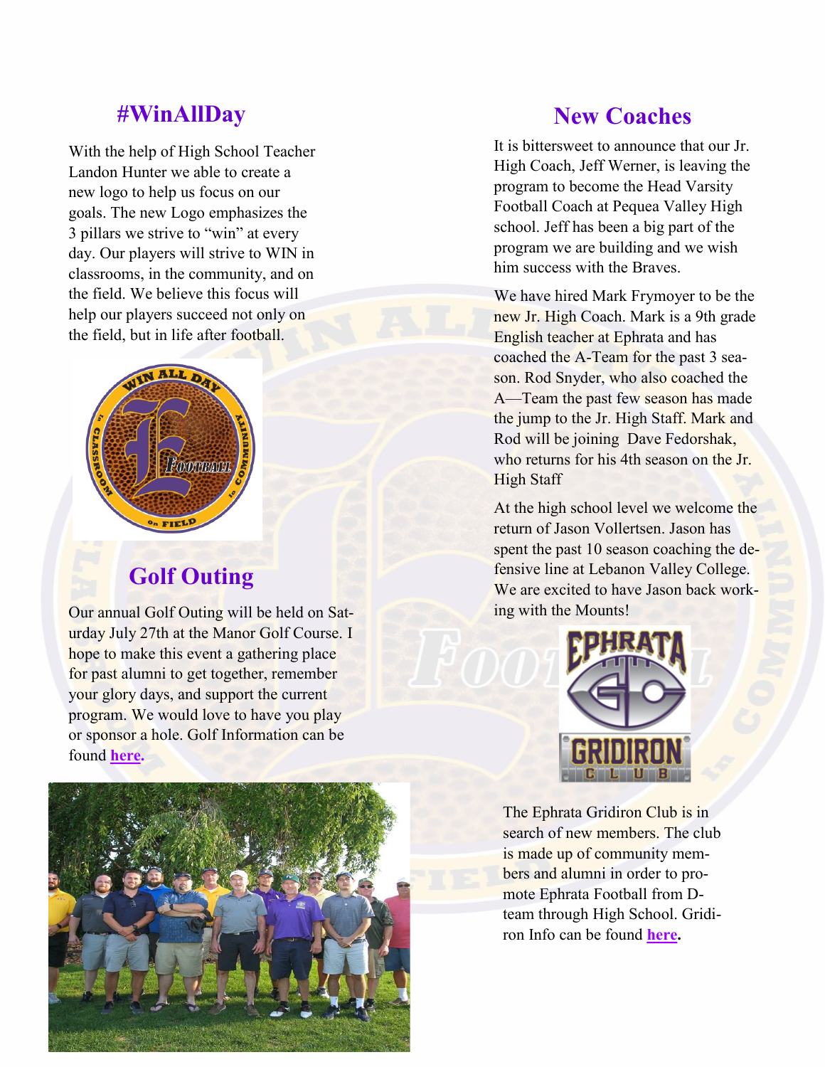## #WinAllDay

With the help of High School Teacher Landon Hunter we able to create a new logo to help us focus on our goals. The new Logo emphasizes the 3 pillars we strive to "win" at every day. Our players will strive to WIN in classrooms, in the community, and on the field. We believe this focus will help our players succeed not only on the field, but in life after football.

## Golf Outing

Our annual Golf Outing will be held on Saturday July 27th at the Manor Golf Course. I hope to make this event a gathering place for past alumni to get together, remember your glory days, and support the current program. We would love to have you play or sponsor a hole. Golf Information can be found **here.**

## New Coaches

It is bittersweet to announce that our Jr. High Coach, Jeff Werner, is leaving the program to become the Head Varsity Football Coach at Pequea Valley High school. Jeff has been a big part of the program we are building and we wish him success with the Braves.

We have hired Mark Frymoyer to be the new Jr. High Coach. Mark is a 9th grade English teacher at Ephrata and has coached the A-Team for the past 3 season. Rod Snyder, who also coached the A—Team the past few season has made the jump to the Jr. High Staff. Mark and Rod will be joining Dave Fedorshak, who returns for his 4th season on the Jr. High Staff

At the high school level we welcome the return of Jason Vollertsen. Jason has spent the past 10 season coaching the defensive line at Lebanon Valley College. We are excited to have Jason back working with the Mounts!

The Ephrata Gridiron Club is in search of new members. The club is made up of community members and alumni in order to promote Ephrata Football from D-team through High School. Gridiron Info can be found **here.**